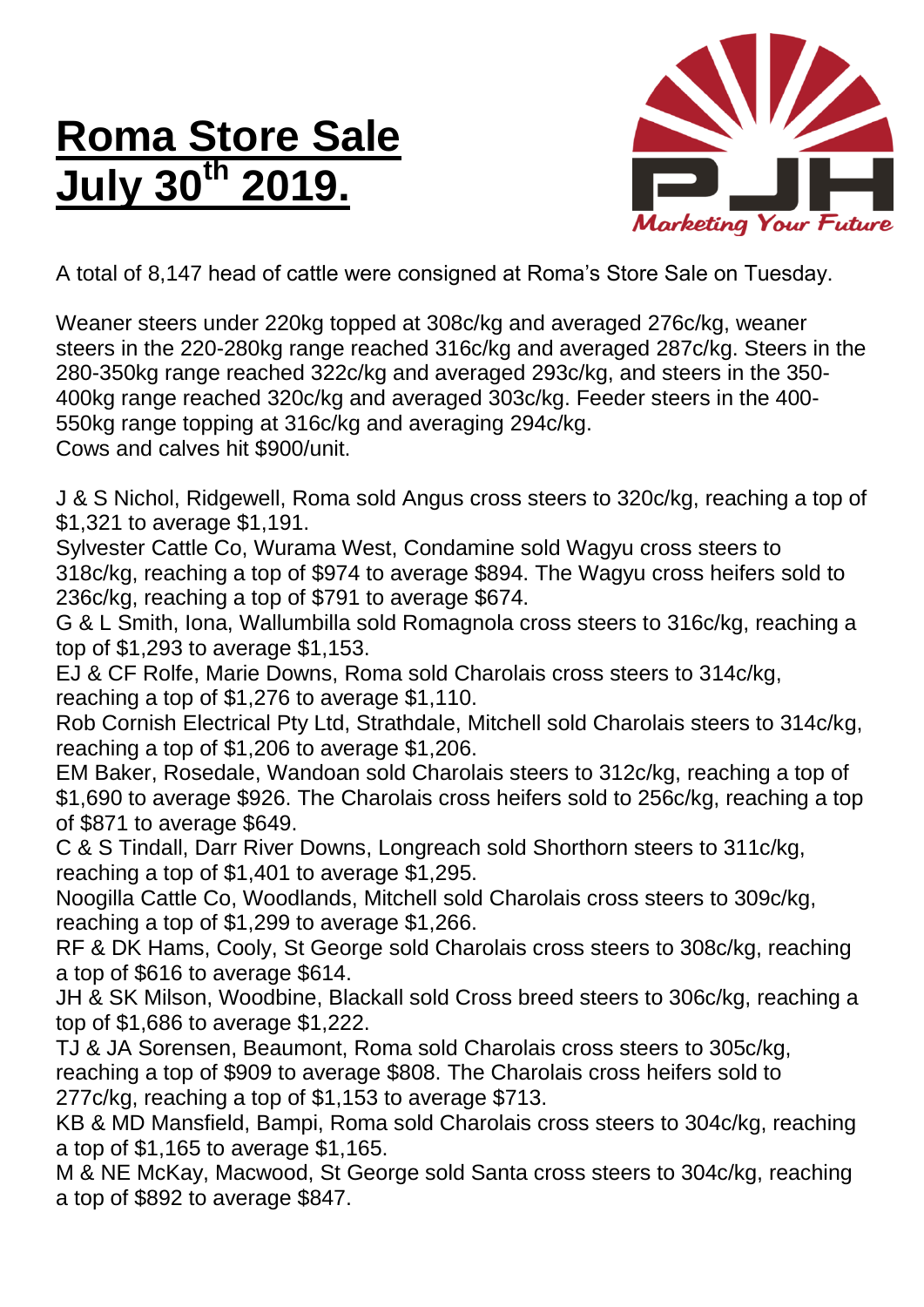# Roma Store Sale July 30th 2019.

A total of 8,147 head of cattle were consigned at Roma's Store Sale on Tuesday.

Weaner steers under 220kg topped at 308c/kg and averaged 276c/kg, weaner steers in the 220-280kg range reached 316c/kg and averaged 287c/kg. Steers in the 280-350kg range reached 322c/kg and averaged 293c/kg, and steers in the 350-400kg range reached 320c/kg and averaged 303c/kg. Feeder steers in the 400-550kg range topping at 316c/kg and averaging 294c/kg.
Cows and calves hit $900/unit.

J & S Nichol, Ridgewell, Roma sold Angus cross steers to 320c/kg, reaching a top of $1,321 to average $1,191.
Sylvester Cattle Co, Wurama West, Condamine sold Wagyu cross steers to 318c/kg, reaching a top of $974 to average $894. The Wagyu cross heifers sold to 236c/kg, reaching a top of $791 to average $674.
G & L Smith, Iona, Wallumbilla sold Romagnola cross steers to 316c/kg, reaching a top of $1,293 to average $1,153.
EJ & CF Rolfe, Marie Downs, Roma sold Charolais cross steers to 314c/kg, reaching a top of $1,276 to average $1,110.
Rob Cornish Electrical Pty Ltd, Strathdale, Mitchell sold Charolais steers to 314c/kg, reaching a top of $1,206 to average $1,206.
EM Baker, Rosedale, Wandoan sold Charolais steers to 312c/kg, reaching a top of $1,690 to average $926. The Charolais cross heifers sold to 256c/kg, reaching a top of $871 to average $649.
C & S Tindall, Darr River Downs, Longreach sold Shorthorn steers to 311c/kg, reaching a top of $1,401 to average $1,295.
Noogilla Cattle Co, Woodlands, Mitchell sold Charolais cross steers to 309c/kg, reaching a top of $1,299 to average $1,266.
RF & DK Hams, Cooly, St George sold Charolais cross steers to 308c/kg, reaching a top of $616 to average $614.
JH & SK Milson, Woodbine, Blackall sold Cross breed steers to 306c/kg, reaching a top of $1,686 to average $1,222.
TJ & JA Sorensen, Beaumont, Roma sold Charolais cross steers to 305c/kg, reaching a top of $909 to average $808. The Charolais cross heifers sold to 277c/kg, reaching a top of $1,153 to average $713.
KB & MD Mansfield, Bampi, Roma sold Charolais cross steers to 304c/kg, reaching a top of $1,165 to average $1,165.
M & NE McKay, Macwood, St George sold Santa cross steers to 304c/kg, reaching a top of $892 to average $847.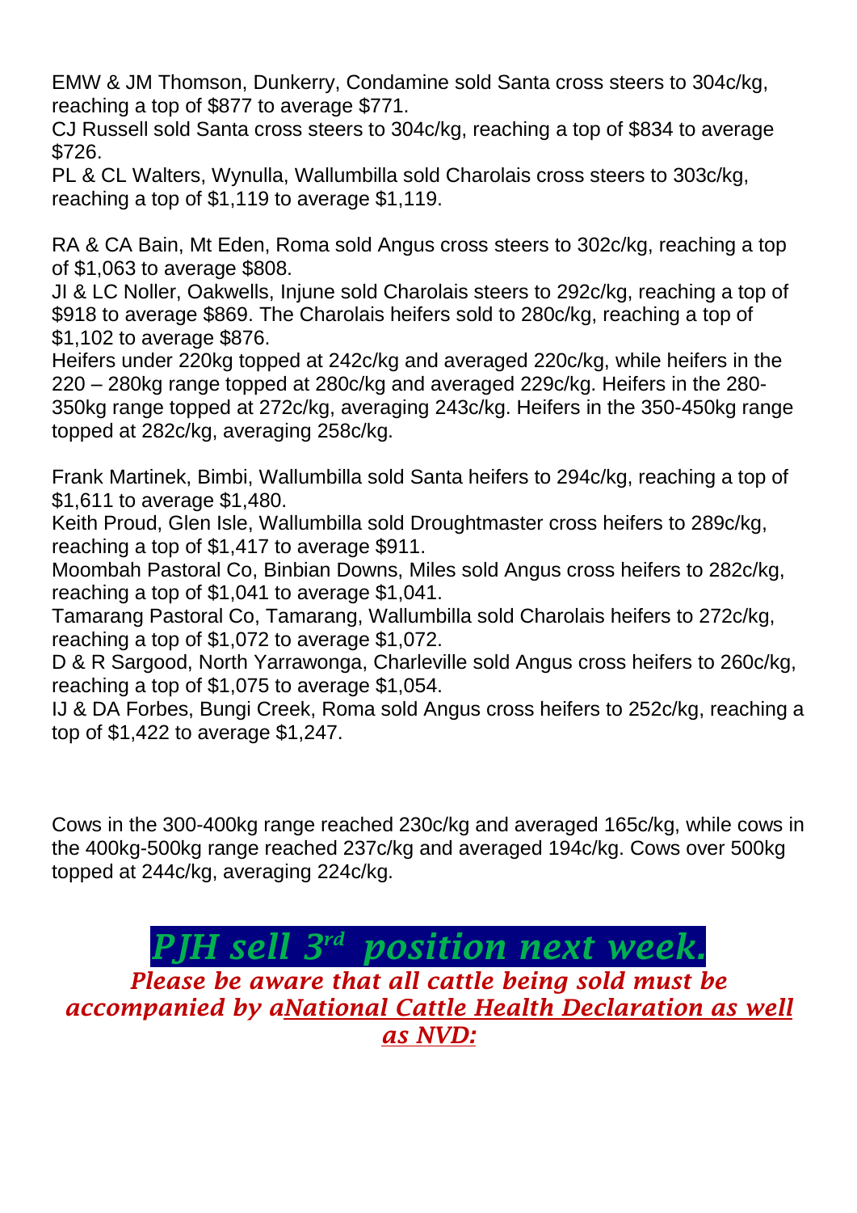EMW & JM Thomson, Dunkerry, Condamine sold Santa cross steers to 304c/kg, reaching a top of $877 to average $771.
CJ Russell sold Santa cross steers to 304c/kg, reaching a top of $834 to average $726.
PL & CL Walters, Wynulla, Wallumbilla sold Charolais cross steers to 303c/kg, reaching a top of $1,119 to average $1,119.

RA & CA Bain, Mt Eden, Roma sold Angus cross steers to 302c/kg, reaching a top of $1,063 to average $808.
JI & LC Noller, Oakwells, Injune sold Charolais steers to 292c/kg, reaching a top of $918 to average $869. The Charolais heifers sold to 280c/kg, reaching a top of $1,102 to average $876.
Heifers under 220kg topped at 242c/kg and averaged 220c/kg, while heifers in the 220 – 280kg range topped at 280c/kg and averaged 229c/kg. Heifers in the 280-350kg range topped at 272c/kg, averaging 243c/kg. Heifers in the 350-450kg range topped at 282c/kg, averaging 258c/kg.

Frank Martinek, Bimbi, Wallumbilla sold Santa heifers to 294c/kg, reaching a top of $1,611 to average $1,480.
Keith Proud, Glen Isle, Wallumbilla sold Droughtmaster cross heifers to 289c/kg, reaching a top of $1,417 to average $911.
Moombah Pastoral Co, Binbian Downs, Miles sold Angus cross heifers to 282c/kg, reaching a top of $1,041 to average $1,041.
Tamarang Pastoral Co, Tamarang, Wallumbilla sold Charolais heifers to 272c/kg, reaching a top of $1,072 to average $1,072.
D & R Sargood, North Yarrawonga, Charleville sold Angus cross heifers to 260c/kg, reaching a top of $1,075 to average $1,054.
IJ & DA Forbes, Bungi Creek, Roma sold Angus cross heifers to 252c/kg, reaching a top of $1,422 to average $1,247.

Cows in the 300-400kg range reached 230c/kg and averaged 165c/kg, while cows in the 400kg-500kg range reached 237c/kg and averaged 194c/kg. Cows over 500kg topped at 244c/kg, averaging 224c/kg.

## *PJH sell 3rd position next week.*

***Please be aware that all cattle being sold must be accompanied by aNational Cattle Health Declaration as well as NVD:***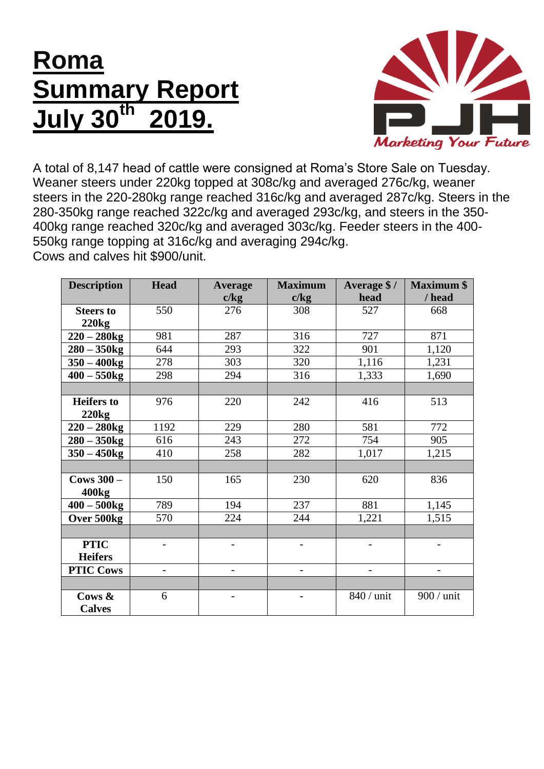# Roma Summary Report July 30th 2019.

PJH

Marketing Your Future

A total of 8,147 head of cattle were consigned at Roma's Store Sale on Tuesday. Weaner steers under 220kg topped at 308c/kg and averaged 276c/kg, weaner steers in the 220-280kg range reached 316c/kg and averaged 287c/kg. Steers in the 280-350kg range reached 322c/kg and averaged 293c/kg, and steers in the 350-400kg range reached 320c/kg and averaged 303c/kg. Feeder steers in the 400-550kg range topping at 316c/kg and averaging 294c/kg.
Cows and calves hit $900/unit.

| Description | Head | Average c/kg | Maximum c/kg | Average $ / head | Maximum $ / head |
|---|---|---|---|---|---|
| **Steers to 220kg** | 550 | 276 | 308 | 527 | 668 |
| **220 – 280kg** | 981 | 287 | 316 | 727 | 871 |
| **280 – 350kg** | 644 | 293 | 322 | 901 | 1,120 |
| **350 – 400kg** | 278 | 303 | 320 | 1,116 | 1,231 |
| **400 – 550kg** | 298 | 294 | 316 | 1,333 | 1,690 |
| | | | | | |
| **Heifers to 220kg** | 976 | 220 | 242 | 416 | 513 |
| **220 – 280kg** | 1192 | 229 | 280 | 581 | 772 |
| **280 – 350kg** | 616 | 243 | 272 | 754 | 905 |
| **350 – 450kg** | 410 | 258 | 282 | 1,017 | 1,215 |
| | | | | | |
| **Cows 300 – 400kg** | 150 | 165 | 230 | 620 | 836 |
| **400 – 500kg** | 789 | 194 | 237 | 881 | 1,145 |
| **Over 500kg** | 570 | 224 | 244 | 1,221 | 1,515 |
| | | | | | |
| **PTIC Heifers** | - | - | - | - | - |
| **PTIC Cows** | - | - | - | - | - |
| | | | | | |
| **Cows & Calves** | 6 | - | - | 840 / unit | 900 / unit |